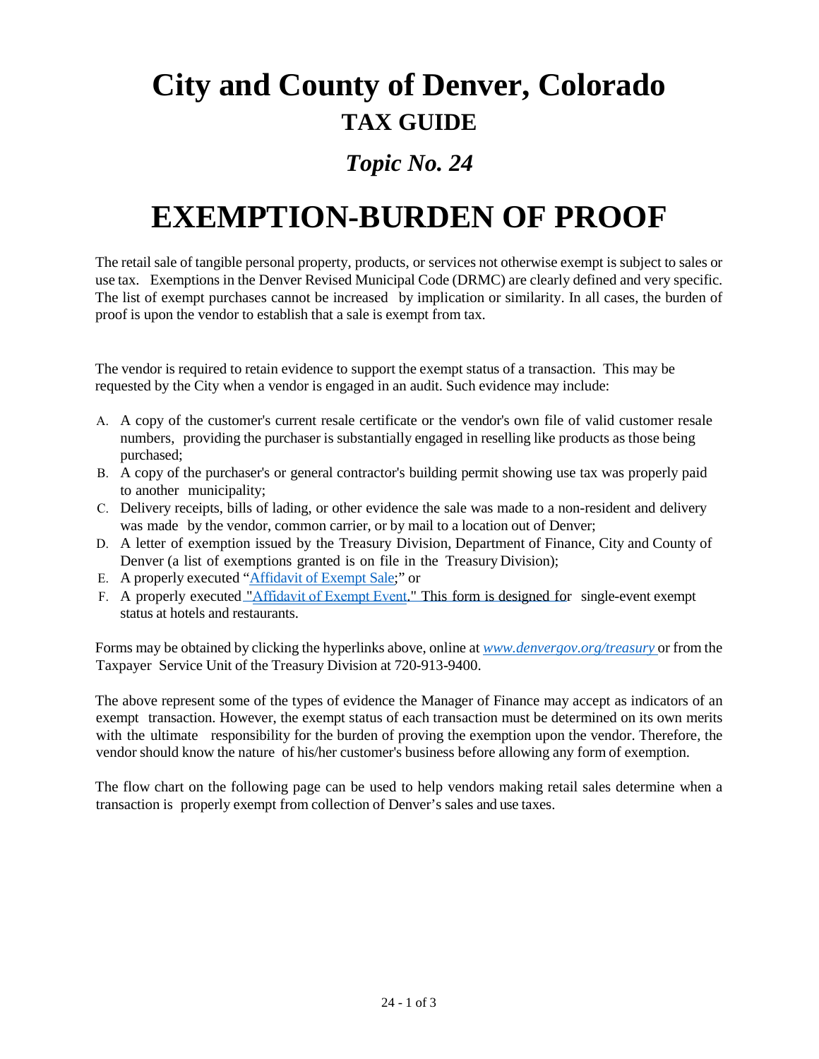# City and County of Denver, Colorado

## TAX GUIDE

### *Topic No. 24*

# EXEMPTION-BURDEN OF PROOF

The retail sale of tangible personal property, products, or services not otherwise exempt is subject to sales or use tax. Exemptions in the Denver Revised Municipal Code (DRMC) are clearly defined and very specific. The list of exempt purchases cannot be increased by implication or similarity. In all cases, the burden of proof is upon the vendor to establish that a sale is exempt from tax.

The vendor is required to retain evidence to support the exempt status of a transaction. This may be requested by the City when a vendor is engaged in an audit. Such evidence may include:

A. A copy of the customer's current resale certificate or the vendor's own file of valid customer resale numbers, providing the purchaser is substantially engaged in reselling like products as those being purchased;
B. A copy of the purchaser's or general contractor's building permit showing use tax was properly paid to another municipality;
C. Delivery receipts, bills of lading, or other evidence the sale was made to a non-resident and delivery was made by the vendor, common carrier, or by mail to a location out of Denver;
D. A letter of exemption issued by the Treasury Division, Department of Finance, City and County of Denver (a list of exemptions granted is on file in the Treasury Division);
E. A properly executed "Affidavit of Exempt Sale;" or
F. A properly executed "Affidavit of Exempt Event." This form is designed for single-event exempt status at hotels and restaurants.

Forms may be obtained by clicking the hyperlinks above, online at *www.denvergov.org/treasury* or from the Taxpayer Service Unit of the Treasury Division at 720-913-9400.

The above represent some of the types of evidence the Manager of Finance may accept as indicators of an exempt transaction. However, the exempt status of each transaction must be determined on its own merits with the ultimate responsibility for the burden of proving the exemption upon the vendor. Therefore, the vendor should know the nature of his/her customer's business before allowing any form of exemption.

The flow chart on the following page can be used to help vendors making retail sales determine when a transaction is properly exempt from collection of Denver's sales and use taxes.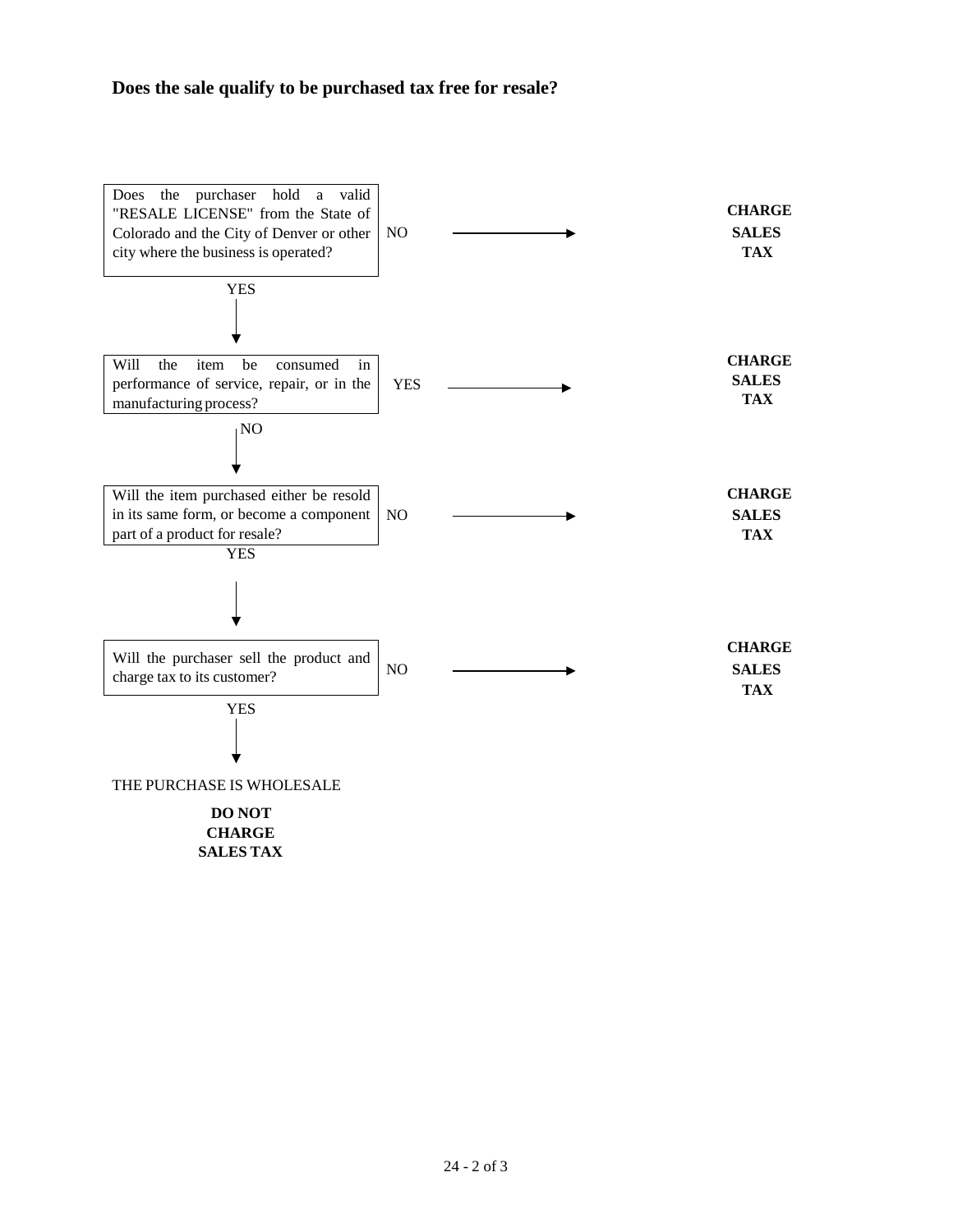**Does the sale qualify to be purchased tax free for resale?**

Does the purchaser hold a valid "RESALE LICENSE" from the State of Colorado and the City of Denver or other city where the business is operated?

NO → **CHARGE SALES TAX**

YES ↓

Will the item be consumed in performance of service, repair, or in the manufacturing process?

YES → **CHARGE SALES TAX**

NO ↓

Will the item purchased either be resold in its same form, or become a component part of a product for resale?

NO → **CHARGE SALES TAX**

YES ↓

Will the purchaser sell the product and charge tax to its customer?

NO → **CHARGE SALES TAX**

YES ↓

THE PURCHASE IS WHOLESALE

**DO NOT CHARGE SALES TAX**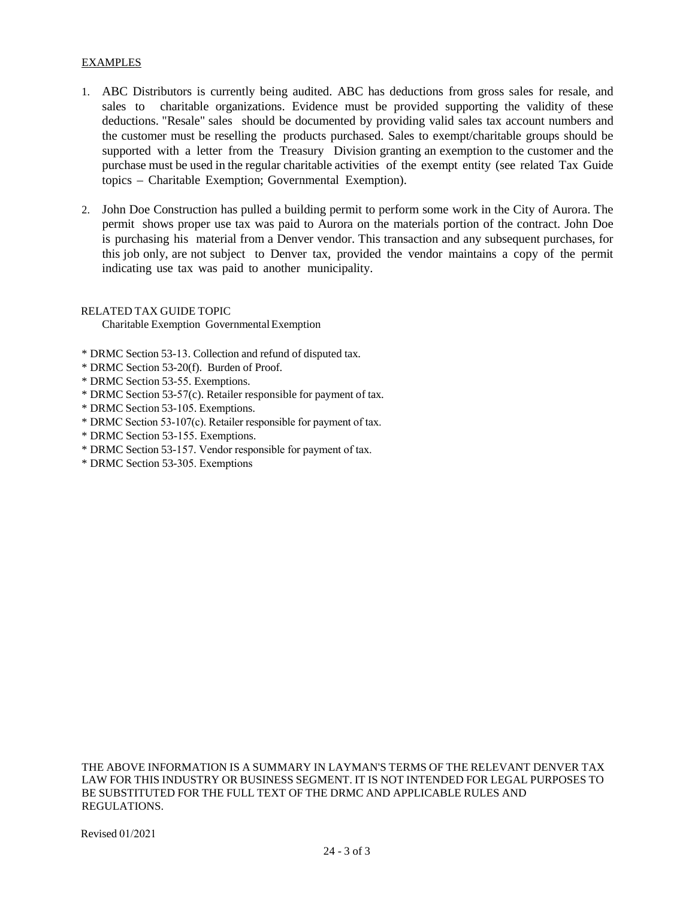EXAMPLES

1. ABC Distributors is currently being audited. ABC has deductions from gross sales for resale, and sales to charitable organizations. Evidence must be provided supporting the validity of these deductions. "Resale" sales should be documented by providing valid sales tax account numbers and the customer must be reselling the products purchased. Sales to exempt/charitable groups should be supported with a letter from the Treasury Division granting an exemption to the customer and the purchase must be used in the regular charitable activities of the exempt entity (see related Tax Guide topics – Charitable Exemption; Governmental Exemption).

2. John Doe Construction has pulled a building permit to perform some work in the City of Aurora. The permit shows proper use tax was paid to Aurora on the materials portion of the contract. John Doe is purchasing his material from a Denver vendor. This transaction and any subsequent purchases, for this job only, are not subject to Denver tax, provided the vendor maintains a copy of the permit indicating use tax was paid to another municipality.

RELATED TAX GUIDE TOPIC

Charitable Exemption Governmental Exemption

* DRMC Section 53-13. Collection and refund of disputed tax.
* DRMC Section 53-20(f). Burden of Proof.
* DRMC Section 53-55. Exemptions.
* DRMC Section 53-57(c). Retailer responsible for payment of tax.
* DRMC Section 53-105. Exemptions.
* DRMC Section 53-107(c). Retailer responsible for payment of tax.
* DRMC Section 53-155. Exemptions.
* DRMC Section 53-157. Vendor responsible for payment of tax.
* DRMC Section 53-305. Exemptions

THE ABOVE INFORMATION IS A SUMMARY IN LAYMAN'S TERMS OF THE RELEVANT DENVER TAX LAW FOR THIS INDUSTRY OR BUSINESS SEGMENT. IT IS NOT INTENDED FOR LEGAL PURPOSES TO BE SUBSTITUTED FOR THE FULL TEXT OF THE DRMC AND APPLICABLE RULES AND REGULATIONS.

Revised 01/2021